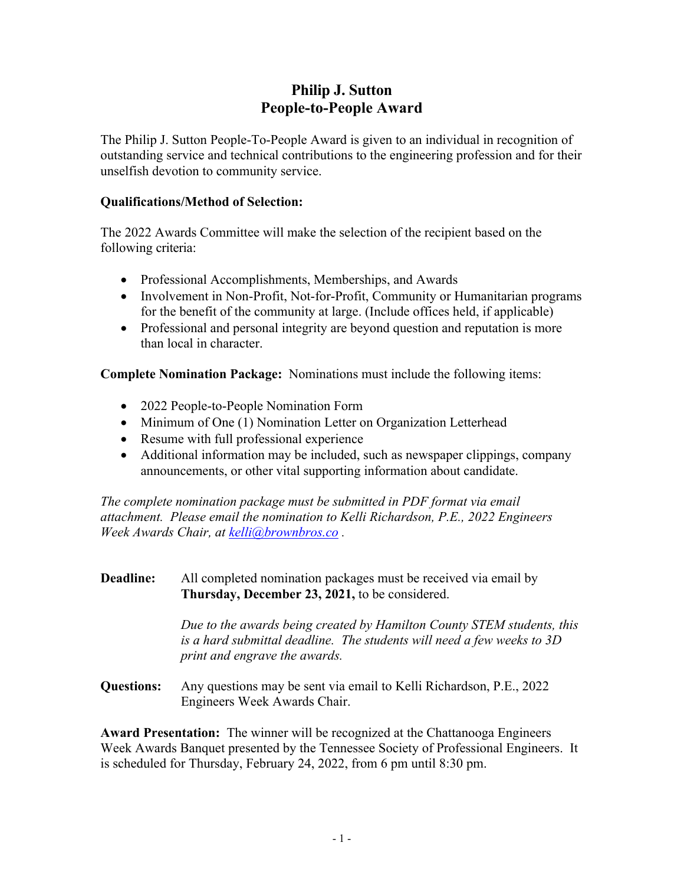# Philip J. Sutton
# People-to-People Award

The Philip J. Sutton People-To-People Award is given to an individual in recognition of outstanding service and technical contributions to the engineering profession and for their unselfish devotion to community service.

**Qualifications/Method of Selection:**

The 2022 Awards Committee will make the selection of the recipient based on the following criteria:

- Professional Accomplishments, Memberships, and Awards
- Involvement in Non-Profit, Not-for-Profit, Community or Humanitarian programs for the benefit of the community at large. (Include offices held, if applicable)
- Professional and personal integrity are beyond question and reputation is more than local in character.

**Complete Nomination Package:** Nominations must include the following items:

- 2022 People-to-People Nomination Form
- Minimum of One (1) Nomination Letter on Organization Letterhead
- Resume with full professional experience
- Additional information may be included, such as newspaper clippings, company announcements, or other vital supporting information about candidate.

*The complete nomination package must be submitted in PDF format via email attachment. Please email the nomination to Kelli Richardson, P.E., 2022 Engineers Week Awards Chair, at kelli@brownbros.co .*

**Deadline:** All completed nomination packages must be received via email by **Thursday, December 23, 2021,** to be considered.

*Due to the awards being created by Hamilton County STEM students, this is a hard submittal deadline. The students will need a few weeks to 3D print and engrave the awards.*

**Questions:** Any questions may be sent via email to Kelli Richardson, P.E., 2022 Engineers Week Awards Chair.

**Award Presentation:** The winner will be recognized at the Chattanooga Engineers Week Awards Banquet presented by the Tennessee Society of Professional Engineers. It is scheduled for Thursday, February 24, 2022, from 6 pm until 8:30 pm.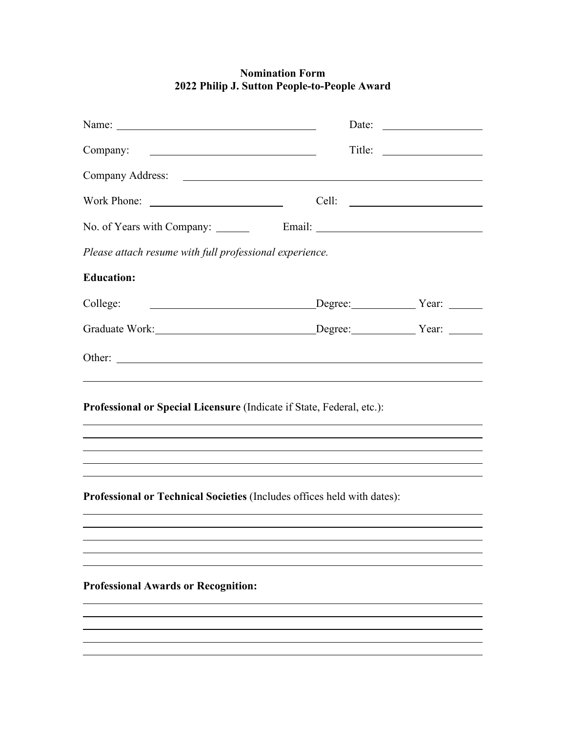**Nomination Form**
**2022 Philip J. Sutton People-to-People Award**

Name: ______________________________ Date: ______________

Company: ______________________________ Title: ______________

Company Address: ____________________________________________

Work Phone: ____________________ Cell: ____________________

No. of Years with Company: ______ Email: ________________________

*Please attach resume with full professional experience.*

**Education:**

College: ______________________________ Degree: __________ Year: ______

Graduate Work: ______________________________ Degree: __________ Year: ______

Other: ____________________________________________

____________________________________________

**Professional or Special Licensure** (Indicate if State, Federal, etc.):

____________________________________________

____________________________________________

____________________________________________

____________________________________________

____________________________________________

**Professional or Technical Societies** (Includes offices held with dates):

____________________________________________

____________________________________________

____________________________________________

____________________________________________

____________________________________________

**Professional Awards or Recognition:**

____________________________________________

____________________________________________

____________________________________________

____________________________________________

____________________________________________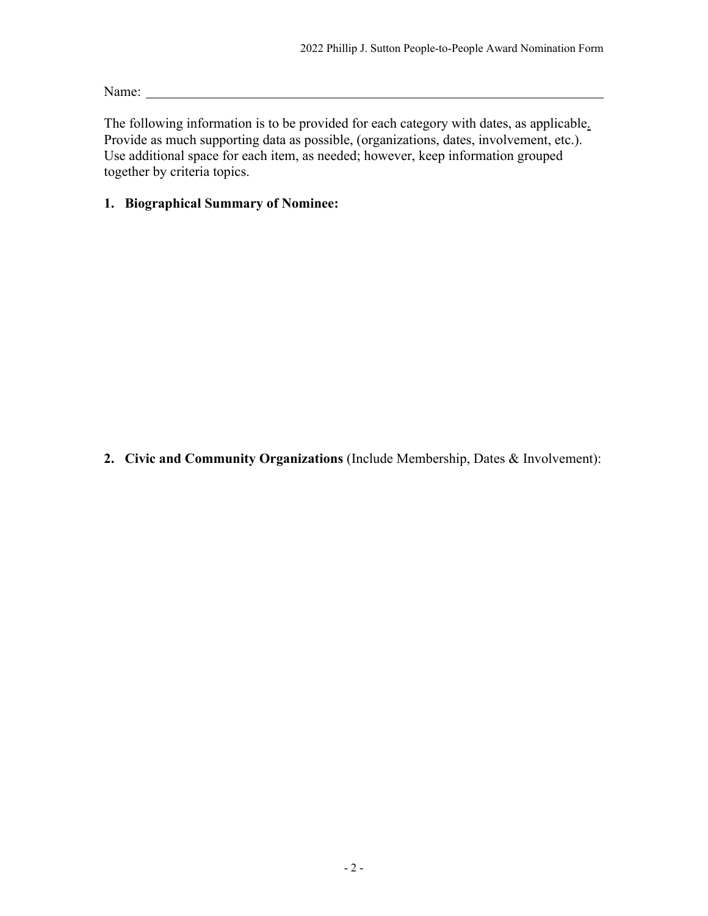Name: \_\_\_\_\_\_\_\_\_\_\_\_\_\_\_\_\_\_\_\_\_\_\_\_\_\_\_\_\_\_\_\_\_\_\_\_\_\_\_\_\_\_\_\_\_\_\_\_\_\_\_\_\_\_\_\_\_\_\_\_

The following information is to be provided for each category with dates, as applicable. Provide as much supporting data as possible, (organizations, dates, involvement, etc.). Use additional space for each item, as needed; however, keep information grouped together by criteria topics.

**1. Biographical Summary of Nominee:**

**2. Civic and Community Organizations** (Include Membership, Dates & Involvement):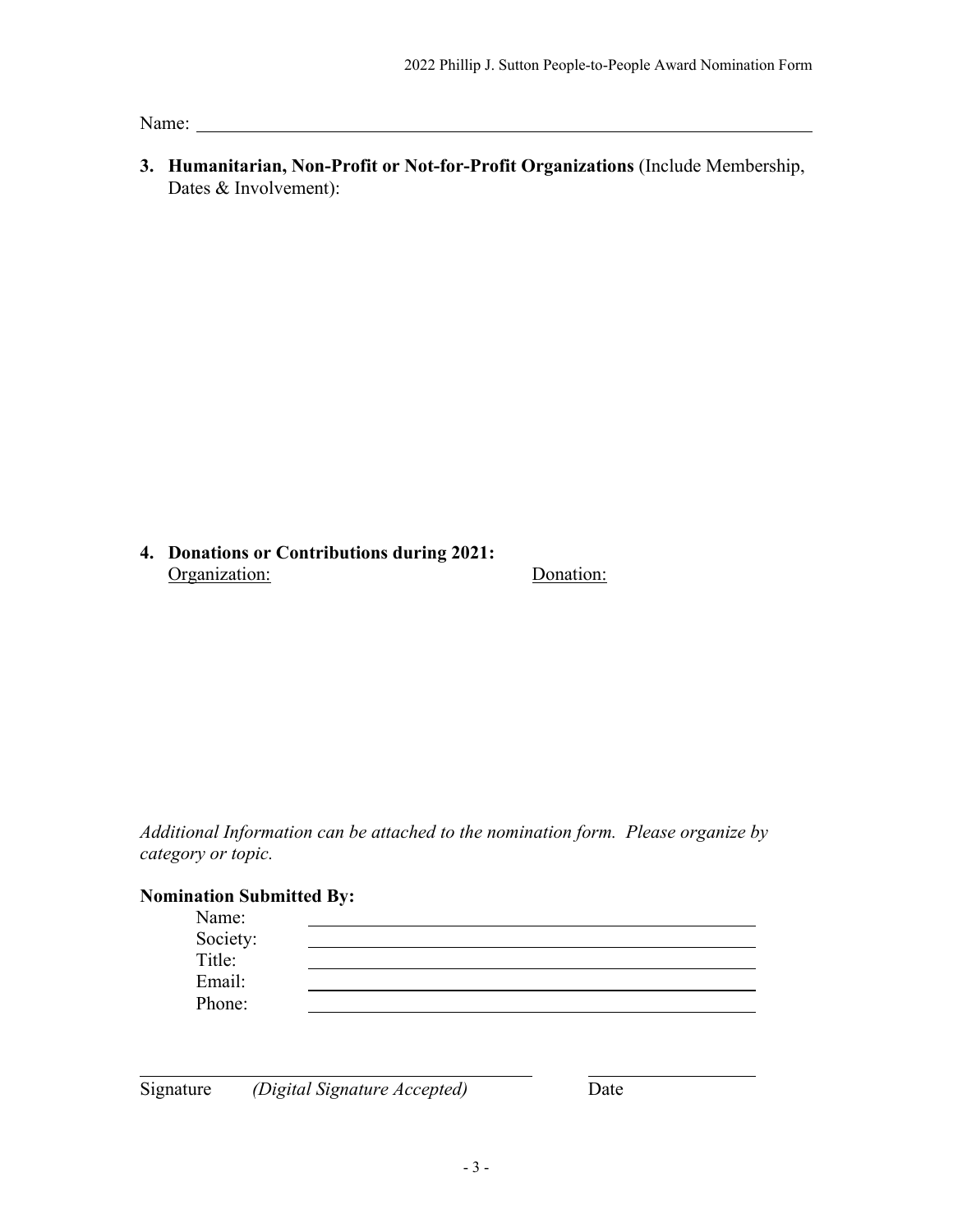Name: ______________________________________________________________

3. **Humanitarian, Non-Profit or Not-for-Profit Organizations** (Include Membership, Dates & Involvement):

4. **Donations or Contributions during 2021:**
   Organization: Donation:

*Additional Information can be attached to the nomination form. Please organize by category or topic.*

**Nomination Submitted By:**

Name: ____________________________________________

Society: ____________________________________________

Title: ____________________________________________

Email: ____________________________________________

Phone: ____________________________________________

______________________________________ ________________

Signature *(Digital Signature Accepted)* Date